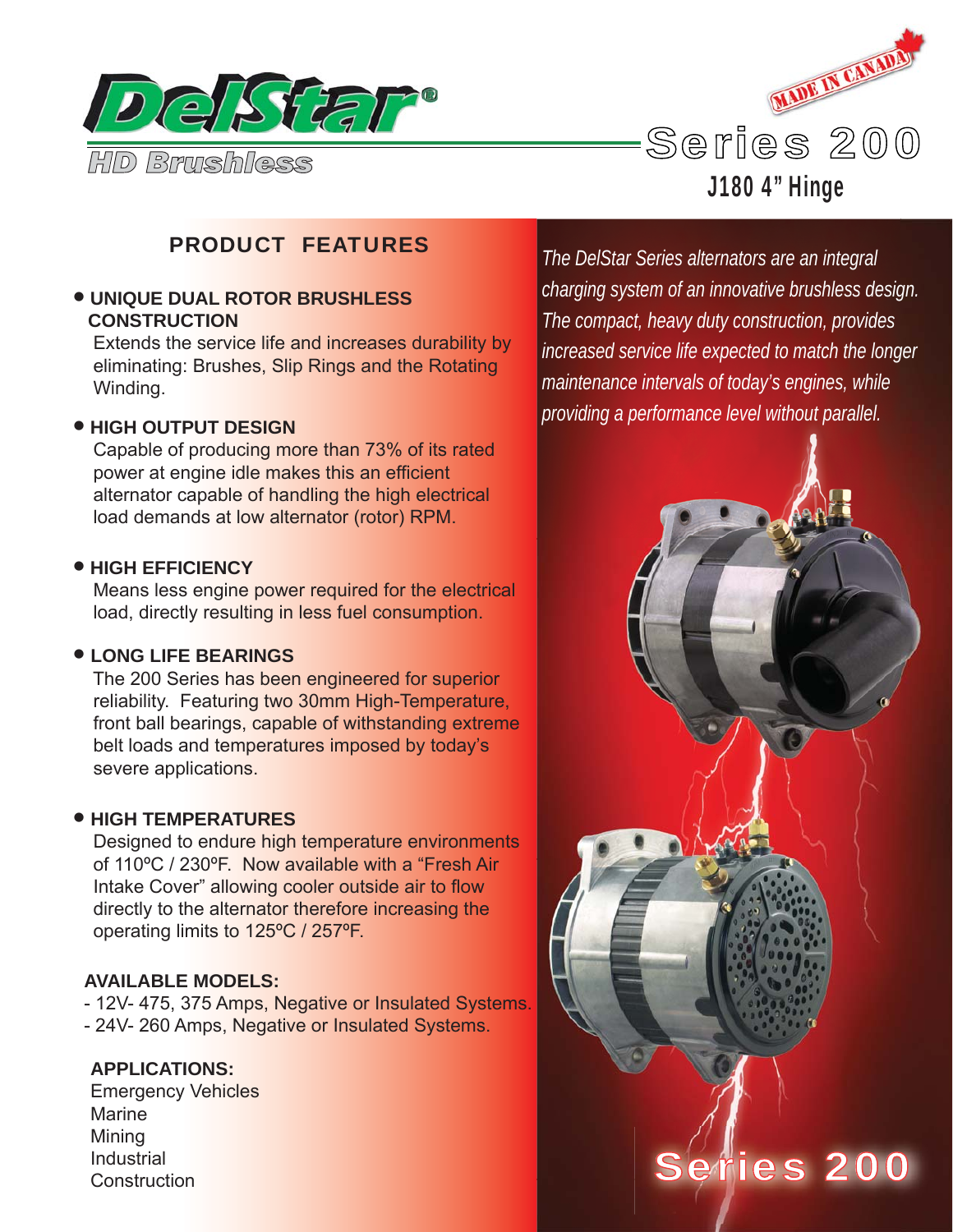# DelStar®

HD Brushless

MADE IN CANADA

## Series 200

### J180 4" Hinge

## PRODUCT FEATURES

- **UNIQUE DUAL ROTOR BRUSHLESS CONSTRUCTION**
  Extends the service life and increases durability by eliminating: Brushes, Slip Rings and the Rotating Winding.

- **HIGH OUTPUT DESIGN**
  Capable of producing more than 73% of its rated power at engine idle makes this an efficient alternator capable of handling the high electrical load demands at low alternator (rotor) RPM.

- **HIGH EFFICIENCY**
  Means less engine power required for the electrical load, directly resulting in less fuel consumption.

- **LONG LIFE BEARINGS**
  The 200 Series has been engineered for superior reliability. Featuring two 30mm High-Temperature, front ball bearings, capable of withstanding extreme belt loads and temperatures imposed by today's severe applications.

- **HIGH TEMPERATURES**
  Designed to endure high temperature environments of 110ºC / 230ºF. Now available with a "Fresh Air Intake Cover" allowing cooler outside air to flow directly to the alternator therefore increasing the operating limits to 125ºC / 257ºF.

**AVAILABLE MODELS:**

- 12V- 475, 375 Amps, Negative or Insulated Systems.
- 24V- 260 Amps, Negative or Insulated Systems.

**APPLICATIONS:**

Emergency Vehicles
Marine
Mining
Industrial
Construction

*The DelStar Series alternators are an integral charging system of an innovative brushless design. The compact, heavy duty construction, provides increased service life expected to match the longer maintenance intervals of today's engines, while providing a performance level without parallel.*

Series 200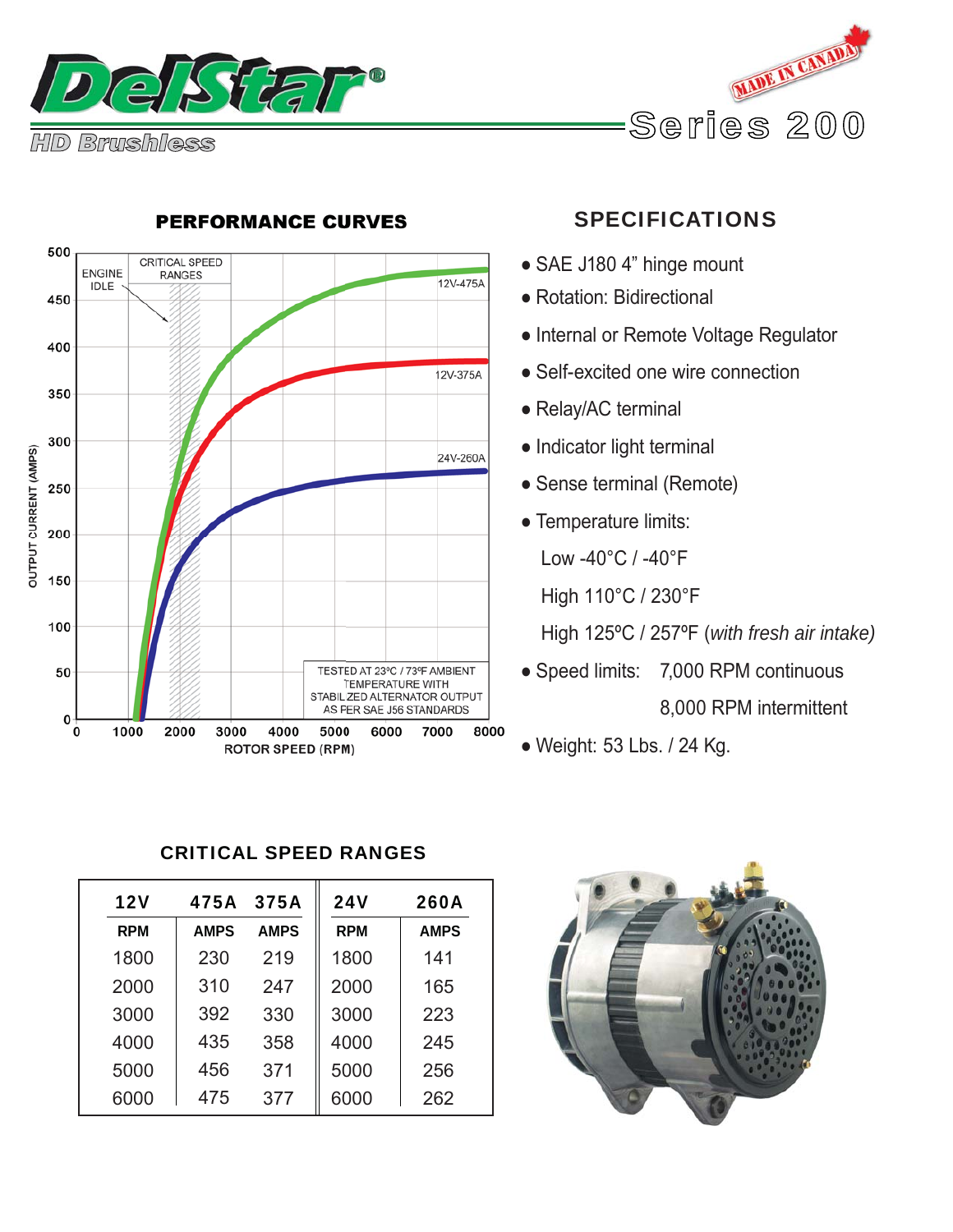# DelStar®

HD Brushless

MADE IN CANADA

Series 200

## PERFORMANCE CURVES

ENGINE IDLE

CRITICAL SPEED RANGES

12V-475A

12V-375A

24V-260A

OUTPUT CURRENT (AMPS)

ROTOR SPEED (RPM)

TESTED AT 23°C / 73°F AMBIENT TEMPERATURE WITH STABILIZED ALTERNATOR OUTPUT AS PER SAE J56 STANDARDS

## SPECIFICATIONS

- SAE J180 4" hinge mount
- Rotation: Bidirectional
- Internal or Remote Voltage Regulator
- Self-excited one wire connection
- Relay/AC terminal
- Indicator light terminal
- Sense terminal (Remote)
- Temperature limits:
  - Low -40°C / -40°F
  - High 110°C / 230°F
  - High 125ºC / 257ºF (*with fresh air intake)*
- Speed limits: 7,000 RPM continuous
  - 8,000 RPM intermittent
- Weight: 53 Lbs. / 24 Kg.

## CRITICAL SPEED RANGES

| 12V | 475A | 375A | 24V | 260A |
|---|---|---|---|---|
| RPM | AMPS | AMPS | RPM | AMPS |
| 1800 | 230 | 219 | 1800 | 141 |
| 2000 | 310 | 247 | 2000 | 165 |
| 3000 | 392 | 330 | 3000 | 223 |
| 4000 | 435 | 358 | 4000 | 245 |
| 5000 | 456 | 371 | 5000 | 256 |
| 6000 | 475 | 377 | 6000 | 262 |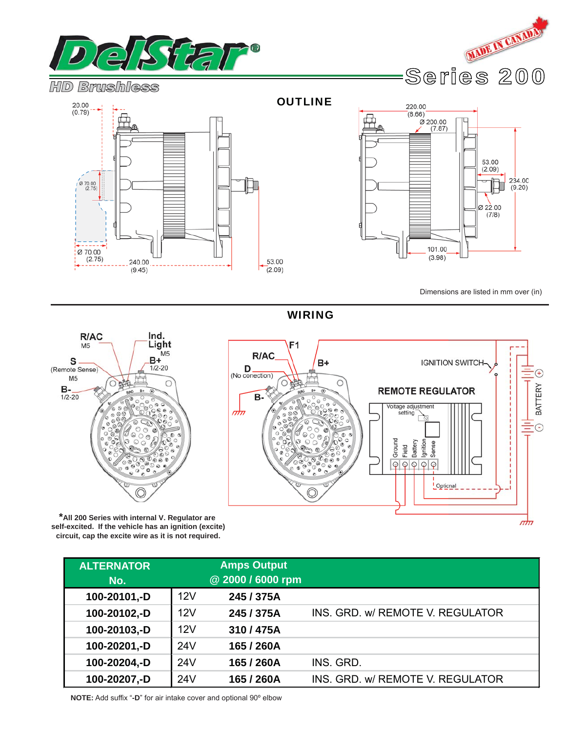# DelStar®

HD Brushless

MADE IN CANADA

## Series 200

## OUTLINE

Dimensions are listed in mm over (in)

## WIRING

*All 200 Series with internal V. Regulator are self-excited. If the vehicle has an ignition (excite) circuit, cap the excite wire as it is not required.

| ALTERNATOR No. | | Amps Output @ 2000 / 6000 rpm | |
|---|---|---|---|
| 100-20101,-D | 12V | 245 / 375A | |
| 100-20102,-D | 12V | 245 / 375A | INS. GRD. w/ REMOTE V. REGULATOR |
| 100-20103,-D | 12V | 310 / 475A | |
| 100-20201,-D | 24V | 165 / 260A | |
| 100-20204,-D | 24V | 165 / 260A | INS. GRD. |
| 100-20207,-D | 24V | 165 / 260A | INS. GRD. w/ REMOTE V. REGULATOR |

**NOTE:** Add suffix "**-D**" for air intake cover and optional 90º elbow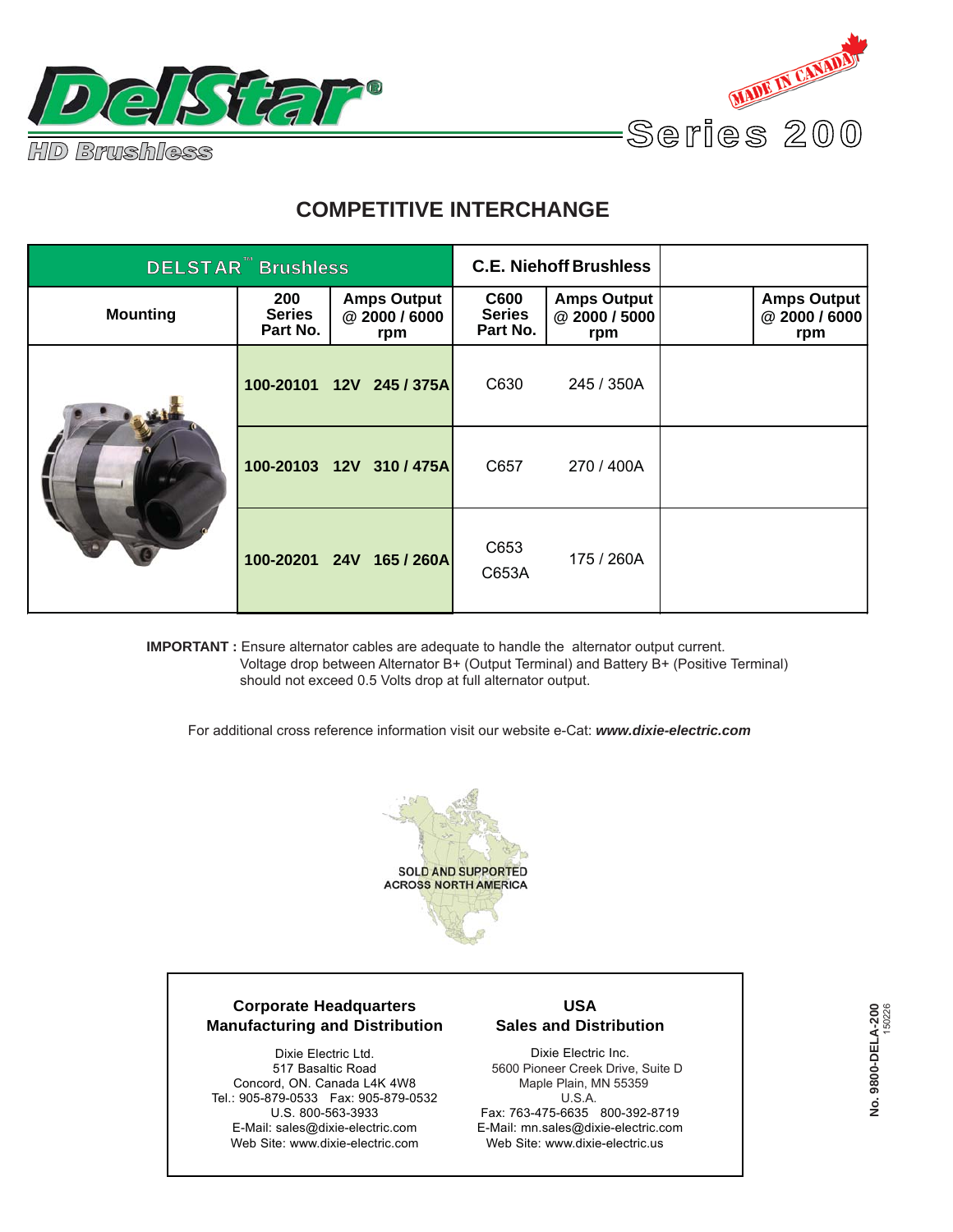# DelStar®

HD Brushless

MADE IN CANADA

Series 200

## COMPETITIVE INTERCHANGE

| DELSTAR™ Brushless | | | C.E. Niehoff Brushless | | | |
|---|---|---|---|---|---|---|
| Mounting | 200 Series Part No. | Amps Output @ 2000 / 6000 rpm | C600 Series Part No. | Amps Output @ 2000 / 5000 rpm | | Amps Output @ 2000 / 6000 rpm |
| | 100-20101 12V | 245 / 375A | C630 | 245 / 350A | | |
| | 100-20103 12V | 310 / 475A | C657 | 270 / 400A | | |
| | 100-20201 24V | 165 / 260A | C653 C653A | 175 / 260A | | |

**IMPORTANT :** Ensure alternator cables are adequate to handle the alternator output current. Voltage drop between Alternator B+ (Output Terminal) and Battery B+ (Positive Terminal) should not exceed 0.5 Volts drop at full alternator output.

For additional cross reference information visit our website e-Cat: ***www.dixie-electric.com***

SOLD AND SUPPORTED ACROSS NORTH AMERICA

**Corporate Headquarters**
**Manufacturing and Distribution**

Dixie Electric Ltd.
517 Basaltic Road
Concord, ON. Canada L4K 4W8
Tel.: 905-879-0533 Fax: 905-879-0532
U.S. 800-563-3933
E-Mail: sales@dixie-electric.com
Web Site: www.dixie-electric.com

**USA**
**Sales and Distribution**

Dixie Electric Inc.
5600 Pioneer Creek Drive, Suite D
Maple Plain, MN 55359
U.S.A.
Fax: 763-475-6635 800-392-8719
E-Mail: mn.sales@dixie-electric.com
Web Site: www.dixie-electric.us

No. 9800-DELA-200
150226